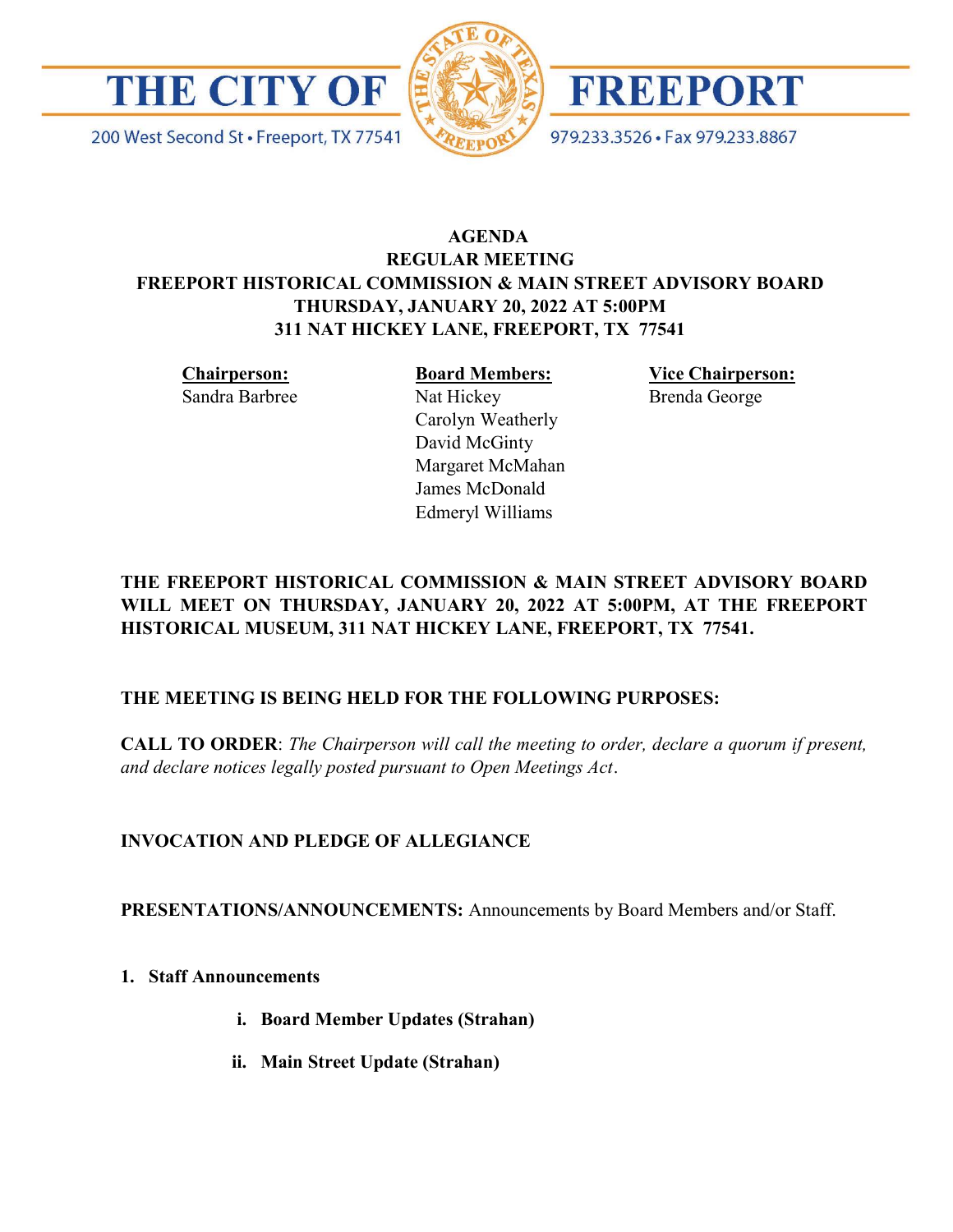# THE CITY OF FREEPORT

200 West Second St • Freeport, TX 77541

979.233.3526 • Fax 979.233.8867

**AGENDA**
**REGULAR MEETING**
**FREEPORT HISTORICAL COMMISSION & MAIN STREET ADVISORY BOARD**
**THURSDAY, JANUARY 20, 2022 AT 5:00PM**
**311 NAT HICKEY LANE, FREEPORT, TX 77541**

**Chairperson:**
Sandra Barbree

**Board Members:**
Nat Hickey
Carolyn Weatherly
David McGinty
Margaret McMahan
James McDonald
Edmeryl Williams

**Vice Chairperson:**
Brenda George

**THE FREEPORT HISTORICAL COMMISSION & MAIN STREET ADVISORY BOARD WILL MEET ON THURSDAY, JANUARY 20, 2022 AT 5:00PM, AT THE FREEPORT HISTORICAL MUSEUM, 311 NAT HICKEY LANE, FREEPORT, TX 77541.**

**THE MEETING IS BEING HELD FOR THE FOLLOWING PURPOSES:**

**CALL TO ORDER**: *The Chairperson will call the meeting to order, declare a quorum if present, and declare notices legally posted pursuant to Open Meetings Act*.

**INVOCATION AND PLEDGE OF ALLEGIANCE**

**PRESENTATIONS/ANNOUNCEMENTS:** Announcements by Board Members and/or Staff.

1. **Staff Announcements**
   - i. **Board Member Updates (Strahan)**
   - ii. **Main Street Update (Strahan)**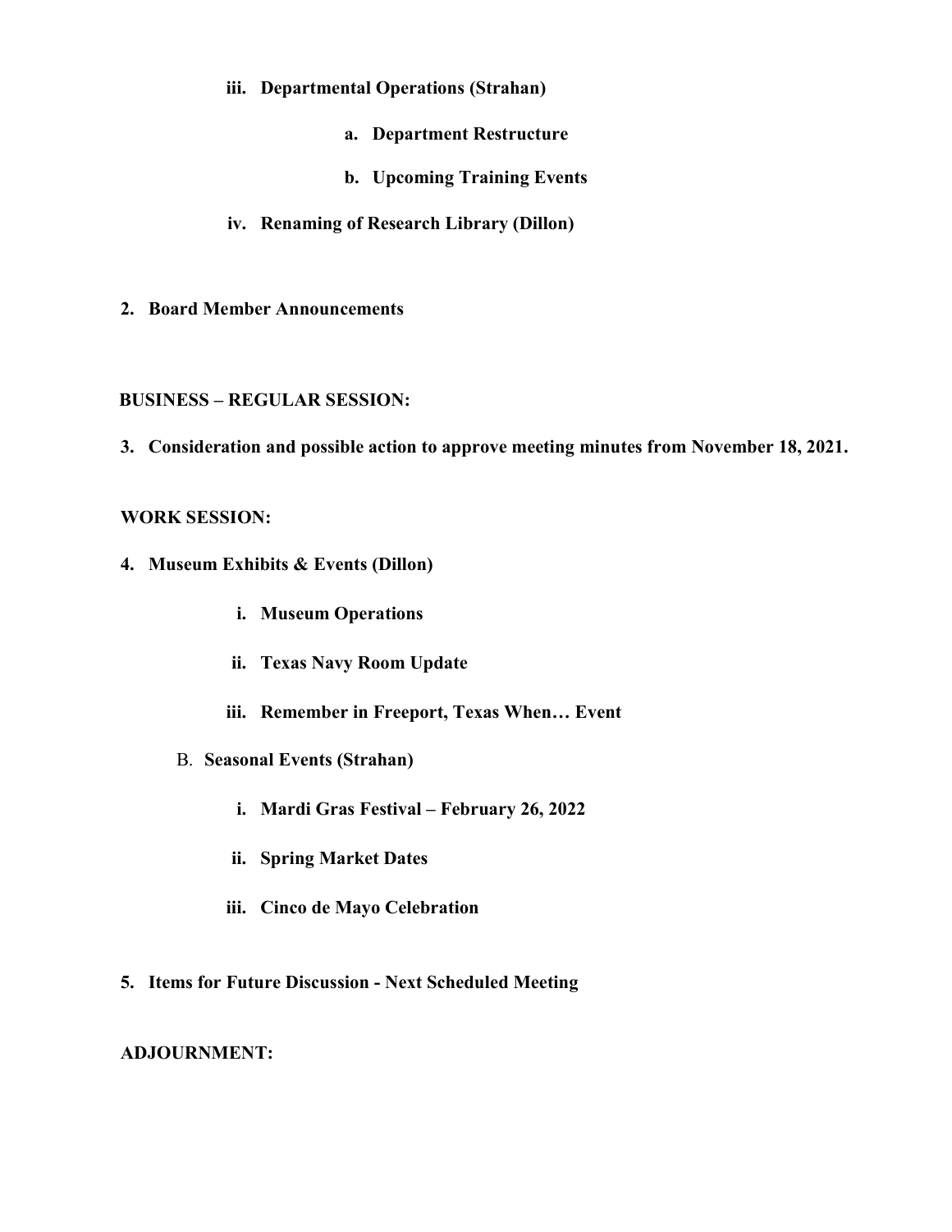- **iii. Departmental Operations (Strahan)**
  - **a. Department Restructure**
  - **b. Upcoming Training Events**
- **iv. Renaming of Research Library (Dillon)**

**2. Board Member Announcements**

**BUSINESS – REGULAR SESSION:**

**3. Consideration and possible action to approve meeting minutes from November 18, 2021.**

**WORK SESSION:**

**4. Museum Exhibits & Events (Dillon)**

- **i. Museum Operations**
- **ii. Texas Navy Room Update**
- **iii. Remember in Freeport, Texas When… Event**

B. **Seasonal Events (Strahan)**

- **i. Mardi Gras Festival – February 26, 2022**
- **ii. Spring Market Dates**
- **iii. Cinco de Mayo Celebration**

**5. Items for Future Discussion - Next Scheduled Meeting**

**ADJOURNMENT:**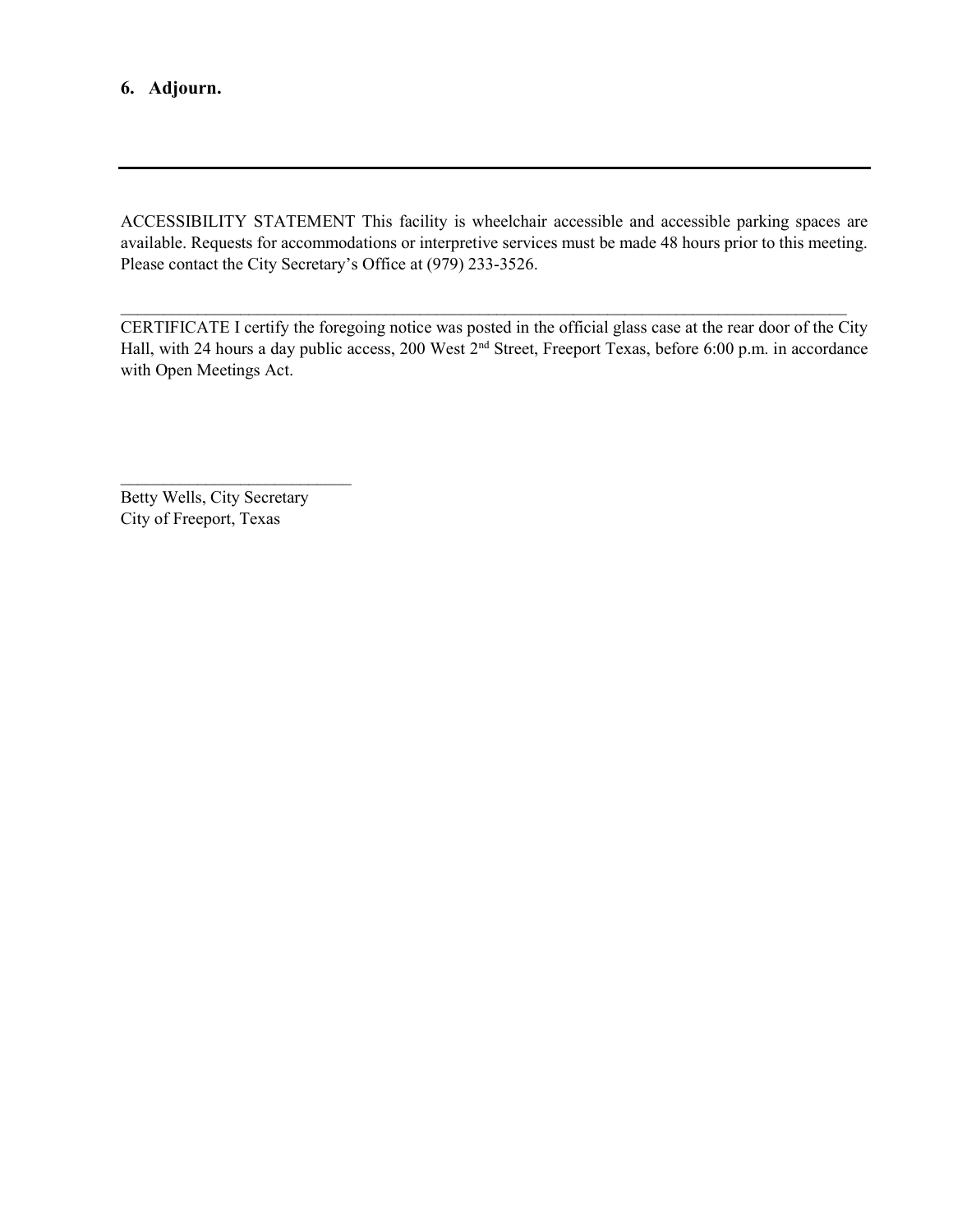**6. Adjourn.**

---

ACCESSIBILITY STATEMENT This facility is wheelchair accessible and accessible parking spaces are available. Requests for accommodations or interpretive services must be made 48 hours prior to this meeting. Please contact the City Secretary's Office at (979) 233-3526.

---

CERTIFICATE I certify the foregoing notice was posted in the official glass case at the rear door of the City Hall, with 24 hours a day public access, 200 West 2nd Street, Freeport Texas, before 6:00 p.m. in accordance with Open Meetings Act.

\_\_\_\_\_\_\_\_\_\_\_\_\_\_\_\_\_\_\_\_\_\_\_\_\_\_\_\_

Betty Wells, City Secretary
City of Freeport, Texas